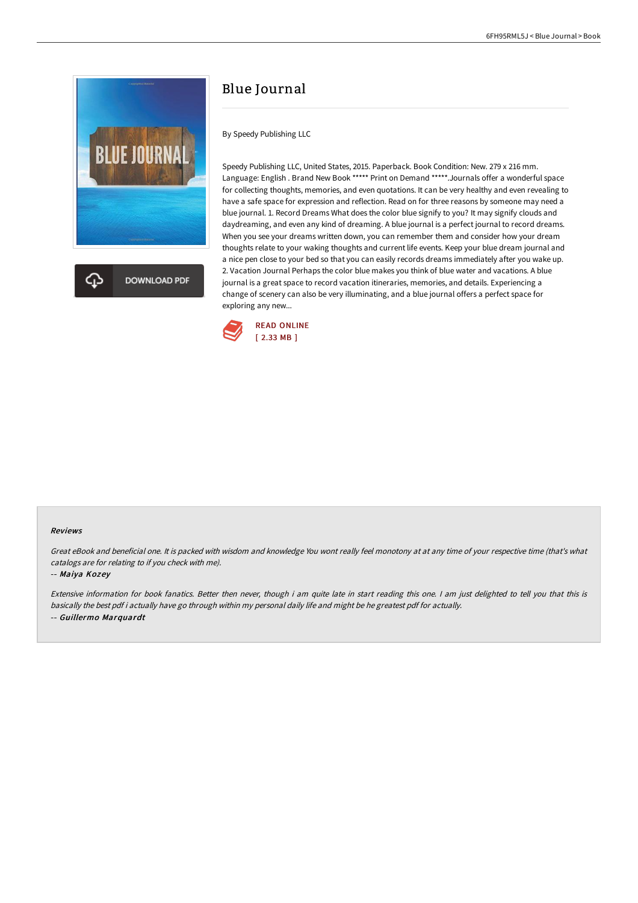# Blue Journal

By Speedy Publishing LLC

Speedy Publishing LLC, United States, 2015. Paperback. Book Condition: New. 279 x 216 mm. Language: English . Brand New Book ***** Print on Demand *****.Journals offer a wonderful space for collecting thoughts, memories, and even quotations. It can be very healthy and even revealing to have a safe space for expression and reflection. Read on for three reasons by someone may need a blue journal. 1. Record Dreams What does the color blue signify to you? It may signify clouds and daydreaming, and even any kind of dreaming. A blue journal is a perfect journal to record dreams. When you see your dreams written down, you can remember them and consider how your dream thoughts relate to your waking thoughts and current life events. Keep your blue dream journal and a nice pen close to your bed so that you can easily records dreams immediately after you wake up. 2. Vacation Journal Perhaps the color blue makes you think of blue water and vacations. A blue journal is a great space to record vacation itineraries, memories, and details. Experiencing a change of scenery can also be very illuminating, and a blue journal offers a perfect space for exploring any new...

DOWNLOAD PDF

READ ONLINE
[ 2.33 MB ]

### Reviews

*Great eBook and beneficial one. It is packed with wisdom and knowledge You wont really feel monotony at at any time of your respective time (that's what catalogs are for relating to if you check with me).*

-- ***Maiya Kozey***

*Extensive information for book fanatics. Better then never, though i am quite late in start reading this one. I am just delighted to tell you that this is basically the best pdf i actually have go through within my personal daily life and might be he greatest pdf for actually.*

-- ***Guillermo Marquardt***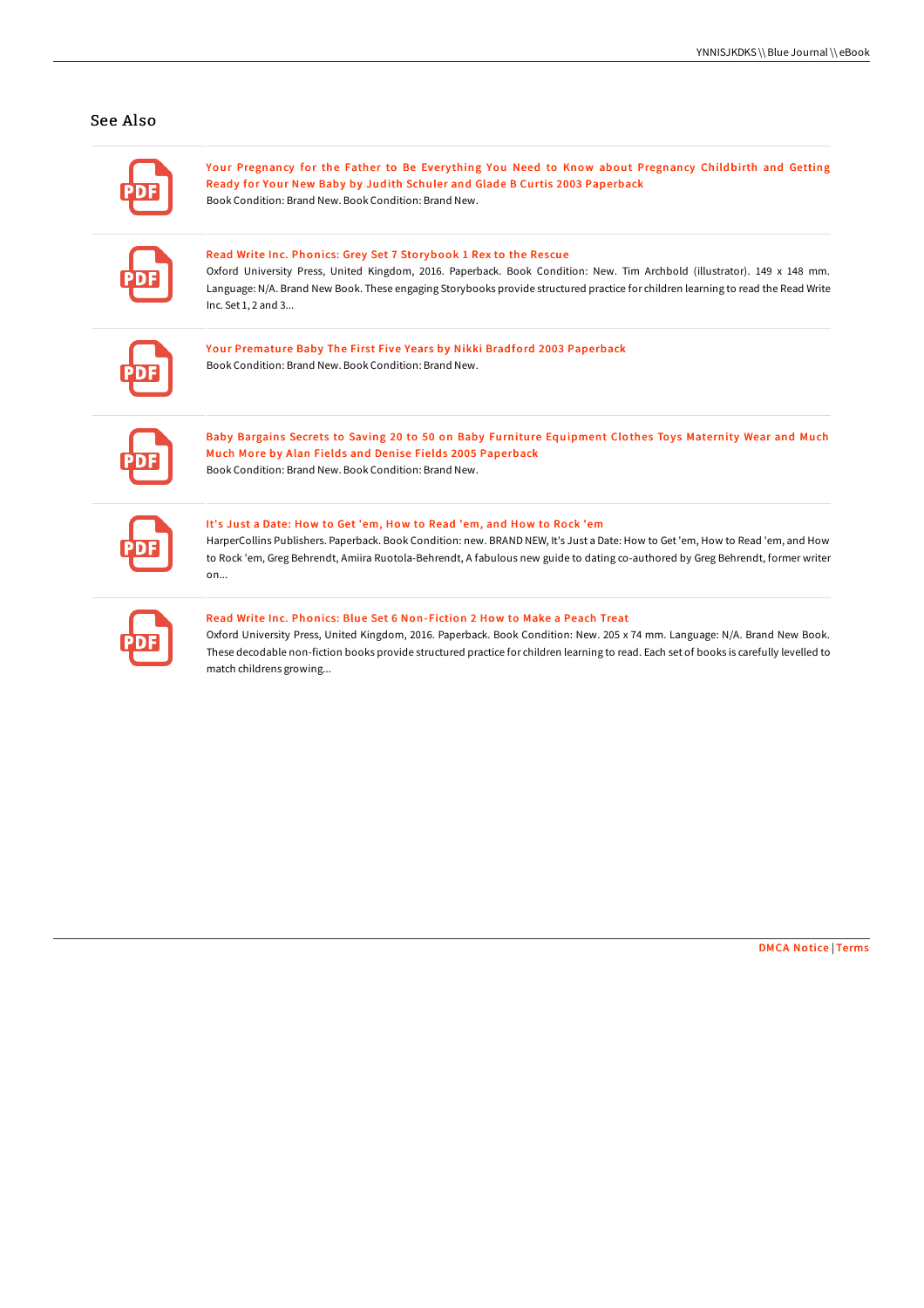## See Also

**Your Pregnancy for the Father to Be Everything You Need to Know about Pregnancy Childbirth and Getting Ready for Your New Baby by Judith Schuler and Glade B Curtis 2003 Paperback**
Book Condition: Brand New. Book Condition: Brand New.

**Read Write Inc. Phonics: Grey Set 7 Storybook 1 Rex to the Rescue**
Oxford University Press, United Kingdom, 2016. Paperback. Book Condition: New. Tim Archbold (illustrator). 149 x 148 mm. Language: N/A. Brand New Book. These engaging Storybooks provide structured practice for children learning to read the Read Write Inc. Set 1, 2 and 3...

**Your Premature Baby The First Five Years by Nikki Bradford 2003 Paperback**
Book Condition: Brand New. Book Condition: Brand New.

**Baby Bargains Secrets to Saving 20 to 50 on Baby Furniture Equipment Clothes Toys Maternity Wear and Much Much More by Alan Fields and Denise Fields 2005 Paperback**
Book Condition: Brand New. Book Condition: Brand New.

**It's Just a Date: How to Get 'em, How to Read 'em, and How to Rock 'em**
HarperCollins Publishers. Paperback. Book Condition: new. BRAND NEW, It's Just a Date: How to Get 'em, How to Read 'em, and How to Rock 'em, Greg Behrendt, Amiira Ruotola-Behrendt, A fabulous new guide to dating co-authored by Greg Behrendt, former writer on...

**Read Write Inc. Phonics: Blue Set 6 Non-Fiction 2 How to Make a Peach Treat**
Oxford University Press, United Kingdom, 2016. Paperback. Book Condition: New. 205 x 74 mm. Language: N/A. Brand New Book. These decodable non-fiction books provide structured practice for children learning to read. Each set of books is carefully levelled to match childrens growing...

DMCA Notice | Terms